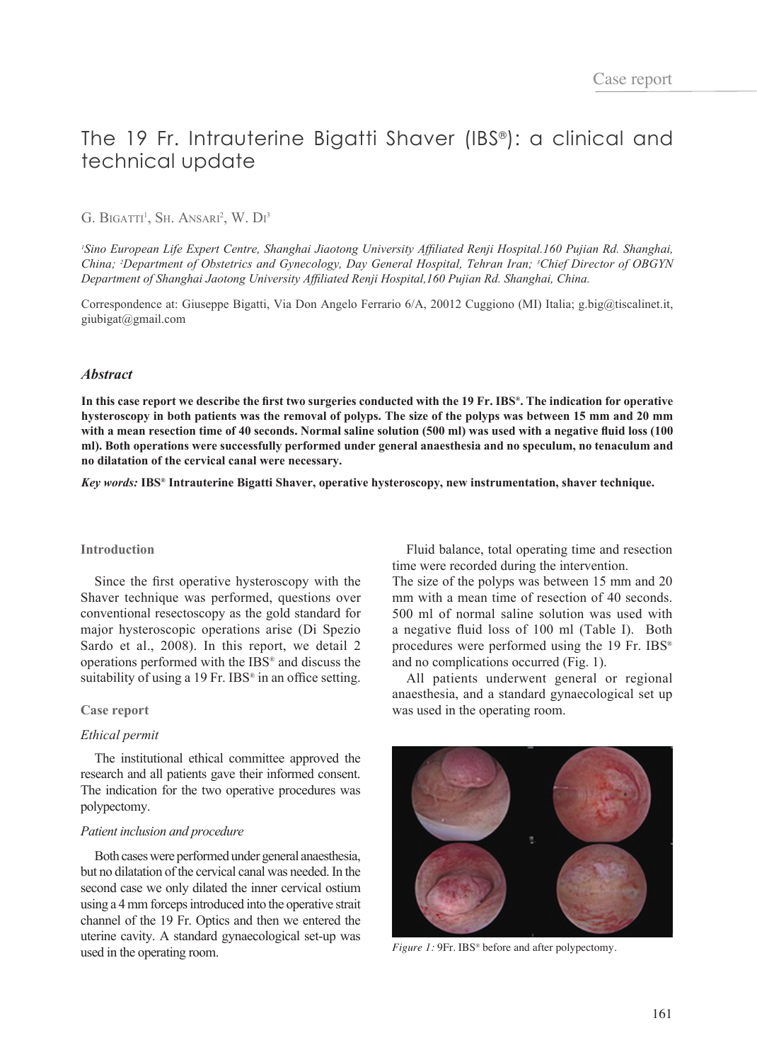Case report

# The 19 Fr. Intrauterine Bigatti Shaver (IBS®): a clinical and technical update

G. Bigatti[1], Sh. Ansari[2], W. Di[3]

*[1]Sino European Life Expert Centre, Shanghai Jiaotong University Affiliated Renji Hospital.160 Pujian Rd. Shanghai, China; [2]Department of Obstetrics and Gynecology, Day General Hospital, Tehran Iran; [3]Chief Director of OBGYN Department of Shanghai Jaotong University Affiliated Renji Hospital,160 Pujian Rd. Shanghai, China.*

Correspondence at: Giuseppe Bigatti, Via Don Angelo Ferrario 6/A, 20012 Cuggiono (MI) Italia; g.big@tiscalinet.it, giubigat@gmail.com

### *Abstract*

**In this case report we describe the first two surgeries conducted with the 19 Fr. IBS®. The indication for operative hysteroscopy in both patients was the removal of polyps. The size of the polyps was between 15 mm and 20 mm with a mean resection time of 40 seconds. Normal saline solution (500 ml) was used with a negative fluid loss (100 ml). Both operations were successfully performed under general anaesthesia and no speculum, no tenaculum and no dilatation of the cervical canal were necessary.**

***Key words:*** **IBS® Intrauterine Bigatti Shaver, operative hysteroscopy, new instrumentation, shaver technique.**

## Introduction

Since the first operative hysteroscopy with the Shaver technique was performed, questions over conventional resectoscopy as the gold standard for major hysteroscopic operations arise (Di Spezio Sardo et al., 2008). In this report, we detail 2 operations performed with the IBS® and discuss the suitability of using a 19 Fr. IBS® in an office setting.

## Case report

### *Ethical permit*

The institutional ethical committee approved the research and all patients gave their informed consent. The indication for the two operative procedures was polypectomy.

### *Patient inclusion and procedure*

Both cases were performed under general anaesthesia, but no dilatation of the cervical canal was needed. In the second case we only dilated the inner cervical ostium using a 4 mm forceps introduced into the operative strait channel of the 19 Fr. Optics and then we entered the uterine cavity. A standard gynaecological set-up was used in the operating room.

Fluid balance, total operating time and resection time were recorded during the intervention.
The size of the polyps was between 15 mm and 20 mm with a mean time of resection of 40 seconds. 500 ml of normal saline solution was used with a negative fluid loss of 100 ml (Table I). Both procedures were performed using the 19 Fr. IBS® and no complications occurred (Fig. 1).

All patients underwent general or regional anaesthesia, and a standard gynaecological set up was used in the operating room.

*Figure 1:* 9Fr. IBS® before and after polypectomy.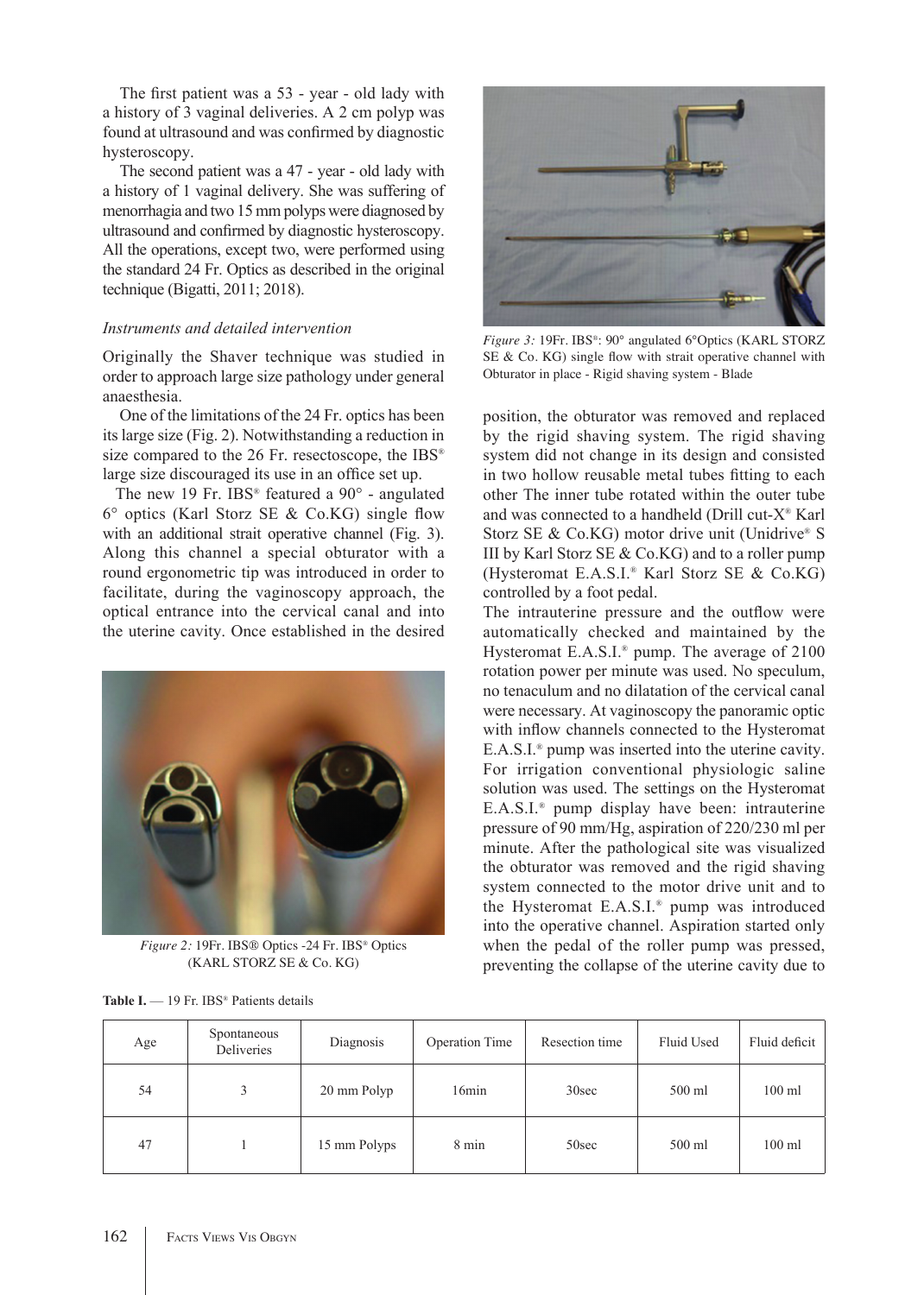The first patient was a 53 - year - old lady with a history of 3 vaginal deliveries. A 2 cm polyp was found at ultrasound and was confirmed by diagnostic hysteroscopy.

The second patient was a 47 - year - old lady with a history of 1 vaginal delivery. She was suffering of menorrhagia and two 15 mm polyps were diagnosed by ultrasound and confirmed by diagnostic hysteroscopy. All the operations, except two, were performed using the standard 24 Fr. Optics as described in the original technique (Bigatti, 2011; 2018).

*Instruments and detailed intervention*

Originally the Shaver technique was studied in order to approach large size pathology under general anaesthesia.

One of the limitations of the 24 Fr. optics has been its large size (Fig. 2). Notwithstanding a reduction in size compared to the 26 Fr. resectoscope, the IBS® large size discouraged its use in an office set up.

The new 19 Fr. IBS® featured a 90° - angulated 6° optics (Karl Storz SE & Co.KG) single flow with an additional strait operative channel (Fig. 3). Along this channel a special obturator with a round ergonometric tip was introduced in order to facilitate, during the vaginoscopy approach, the optical entrance into the cervical canal and into the uterine cavity. Once established in the desired position, the obturator was removed and replaced by the rigid shaving system. The rigid shaving system did not change in its design and consisted in two hollow reusable metal tubes fitting to each other The inner tube rotated within the outer tube and was connected to a handheld (Drill cut-X® Karl Storz SE & Co.KG) motor drive unit (Unidrive® S III by Karl Storz SE & Co.KG) and to a roller pump (Hysteromat E.A.S.I.® Karl Storz SE & Co.KG) controlled by a foot pedal.

*Figure 2:* 19Fr. IBS® Optics -24 Fr. IBS® Optics (KARL STORZ SE & Co. KG)

*Figure 3:* 19Fr. IBS®: 90° angulated 6°Optics (KARL STORZ SE & Co. KG) single flow with strait operative channel with Obturator in place - Rigid shaving system - Blade

The intrauterine pressure and the outflow were automatically checked and maintained by the Hysteromat E.A.S.I.® pump. The average of 2100 rotation power per minute was used. No speculum, no tenaculum and no dilatation of the cervical canal were necessary. At vaginoscopy the panoramic optic with inflow channels connected to the Hysteromat E.A.S.I.® pump was inserted into the uterine cavity. For irrigation conventional physiologic saline solution was used. The settings on the Hysteromat E.A.S.I.® pump display have been: intrauterine pressure of 90 mm/Hg, aspiration of 220/230 ml per minute. After the pathological site was visualized the obturator was removed and the rigid shaving system connected to the motor drive unit and to the Hysteromat E.A.S.I.® pump was introduced into the operative channel. Aspiration started only when the pedal of the roller pump was pressed, preventing the collapse of the uterine cavity due to

**Table I.** — 19 Fr. IBS® Patients details

| Age | Spontaneous Deliveries | Diagnosis | Operation Time | Resection time | Fluid Used | Fluid deficit |
|---|---|---|---|---|---|---|
| 54 | 3 | 20 mm Polyp | 16min | 30sec | 500 ml | 100 ml |
| 47 | 1 | 15 mm Polyps | 8 min | 50sec | 500 ml | 100 ml |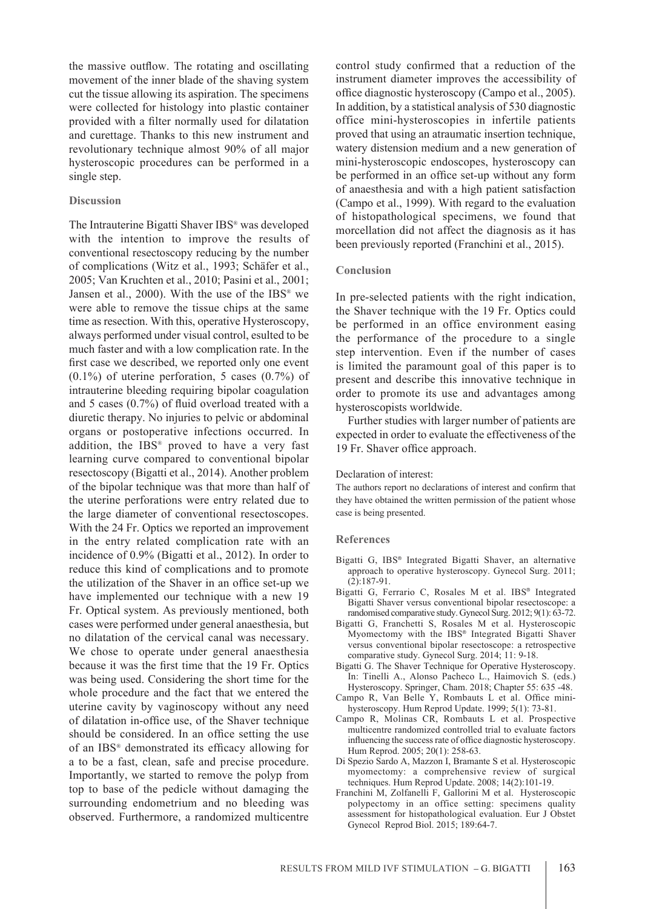the massive outflow. The rotating and oscillating movement of the inner blade of the shaving system cut the tissue allowing its aspiration. The specimens were collected for histology into plastic container provided with a filter normally used for dilatation and curettage. Thanks to this new instrument and revolutionary technique almost 90% of all major hysteroscopic procedures can be performed in a single step.

## Discussion

The Intrauterine Bigatti Shaver IBS® was developed with the intention to improve the results of conventional resectoscopy reducing by the number of complications (Witz et al., 1993; Schäfer et al., 2005; Van Kruchten et al., 2010; Pasini et al., 2001; Jansen et al., 2000). With the use of the IBS® we were able to remove the tissue chips at the same time as resection. With this, operative Hysteroscopy, always performed under visual control, esulted to be much faster and with a low complication rate. In the first case we described, we reported only one event (0.1%) of uterine perforation, 5 cases (0.7%) of intrauterine bleeding requiring bipolar coagulation and 5 cases (0.7%) of fluid overload treated with a diuretic therapy. No injuries to pelvic or abdominal organs or postoperative infections occurred. In addition, the IBS® proved to have a very fast learning curve compared to conventional bipolar resectoscopy (Bigatti et al., 2014). Another problem of the bipolar technique was that more than half of the uterine perforations were entry related due to the large diameter of conventional resectoscopes. With the 24 Fr. Optics we reported an improvement in the entry related complication rate with an incidence of 0.9% (Bigatti et al., 2012). In order to reduce this kind of complications and to promote the utilization of the Shaver in an office set-up we have implemented our technique with a new 19 Fr. Optical system. As previously mentioned, both cases were performed under general anaesthesia, but no dilatation of the cervical canal was necessary. We chose to operate under general anaesthesia because it was the first time that the 19 Fr. Optics was being used. Considering the short time for the whole procedure and the fact that we entered the uterine cavity by vaginoscopy without any need of dilatation in-office use, of the Shaver technique should be considered. In an office setting the use of an IBS® demonstrated its efficacy allowing for a to be a fast, clean, safe and precise procedure. Importantly, we started to remove the polyp from top to base of the pedicle without damaging the surrounding endometrium and no bleeding was observed. Furthermore, a randomized multicentre control study confirmed that a reduction of the instrument diameter improves the accessibility of office diagnostic hysteroscopy (Campo et al., 2005). In addition, by a statistical analysis of 530 diagnostic office mini-hysteroscopies in infertile patients proved that using an atraumatic insertion technique, watery distension medium and a new generation of mini-hysteroscopic endoscopes, hysteroscopy can be performed in an office set-up without any form of anaesthesia and with a high patient satisfaction (Campo et al., 1999). With regard to the evaluation of histopathological specimens, we found that morcellation did not affect the diagnosis as it has been previously reported (Franchini et al., 2015).

## Conclusion

In pre-selected patients with the right indication, the Shaver technique with the 19 Fr. Optics could be performed in an office environment easing the performance of the procedure to a single step intervention. Even if the number of cases is limited the paramount goal of this paper is to present and describe this innovative technique in order to promote its use and advantages among hysteroscopists worldwide.

Further studies with larger number of patients are expected in order to evaluate the effectiveness of the 19 Fr. Shaver office approach.

Declaration of interest:

The authors report no declarations of interest and confirm that they have obtained the written permission of the patient whose case is being presented.

## References

- Bigatti G, IBS® Integrated Bigatti Shaver, an alternative approach to operative hysteroscopy. Gynecol Surg. 2011; (2):187-91.
- Bigatti G, Ferrario C, Rosales M et al. IBS® Integrated Bigatti Shaver versus conventional bipolar resectoscope: a randomised comparative study. Gynecol Surg. 2012; 9(1): 63-72.
- Bigatti G, Franchetti S, Rosales M et al. Hysteroscopic Myomectomy with the IBS® Integrated Bigatti Shaver versus conventional bipolar resectoscope: a retrospective comparative study. Gynecol Surg. 2014; 11: 9-18.
- Bigatti G. The Shaver Technique for Operative Hysteroscopy. In: Tinelli A., Alonso Pacheco L., Haimovich S. (eds.) Hysteroscopy. Springer, Cham. 2018; Chapter 55: 635 -48.
- Campo R, Van Belle Y, Rombauts L et al. Office mini-hysteroscopy. Hum Reprod Update. 1999; 5(1): 73-81.
- Campo R, Molinas CR, Rombauts L et al. Prospective multicentre randomized controlled trial to evaluate factors influencing the success rate of office diagnostic hysteroscopy. Hum Reprod. 2005; 20(1): 258-63.
- Di Spezio Sardo A, Mazzon I, Bramante S et al. Hysteroscopic myomectomy: a comprehensive review of surgical techniques. Hum Reprod Update. 2008; 14(2):101-19.
- Franchini M, Zolfanelli F, Gallorini M et al. Hysteroscopic polypectomy in an office setting: specimens quality assessment for histopathological evaluation. Eur J Obstet Gynecol Reprod Biol. 2015; 189:64-7.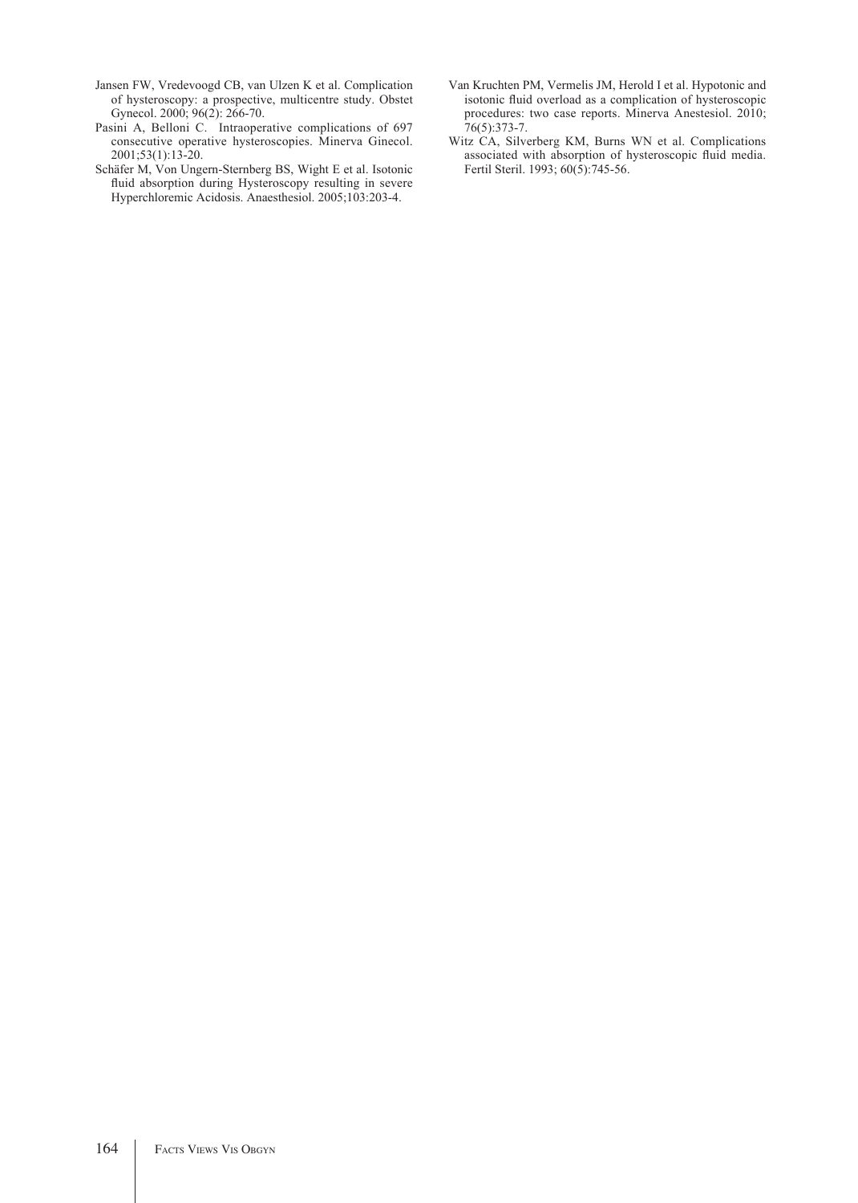Jansen FW, Vredevoogd CB, van Ulzen K et al. Complication of hysteroscopy: a prospective, multicentre study. Obstet Gynecol. 2000; 96(2): 266-70.

Pasini A, Belloni C. Intraoperative complications of 697 consecutive operative hysteroscopies. Minerva Ginecol. 2001;53(1):13-20.

Schäfer M, Von Ungern-Sternberg BS, Wight E et al. Isotonic fluid absorption during Hysteroscopy resulting in severe Hyperchloremic Acidosis. Anaesthesiol. 2005;103:203-4.

Van Kruchten PM, Vermelis JM, Herold I et al. Hypotonic and isotonic fluid overload as a complication of hysteroscopic procedures: two case reports. Minerva Anestesiol. 2010; 76(5):373-7.

Witz CA, Silverberg KM, Burns WN et al. Complications associated with absorption of hysteroscopic fluid media. Fertil Steril. 1993; 60(5):745-56.